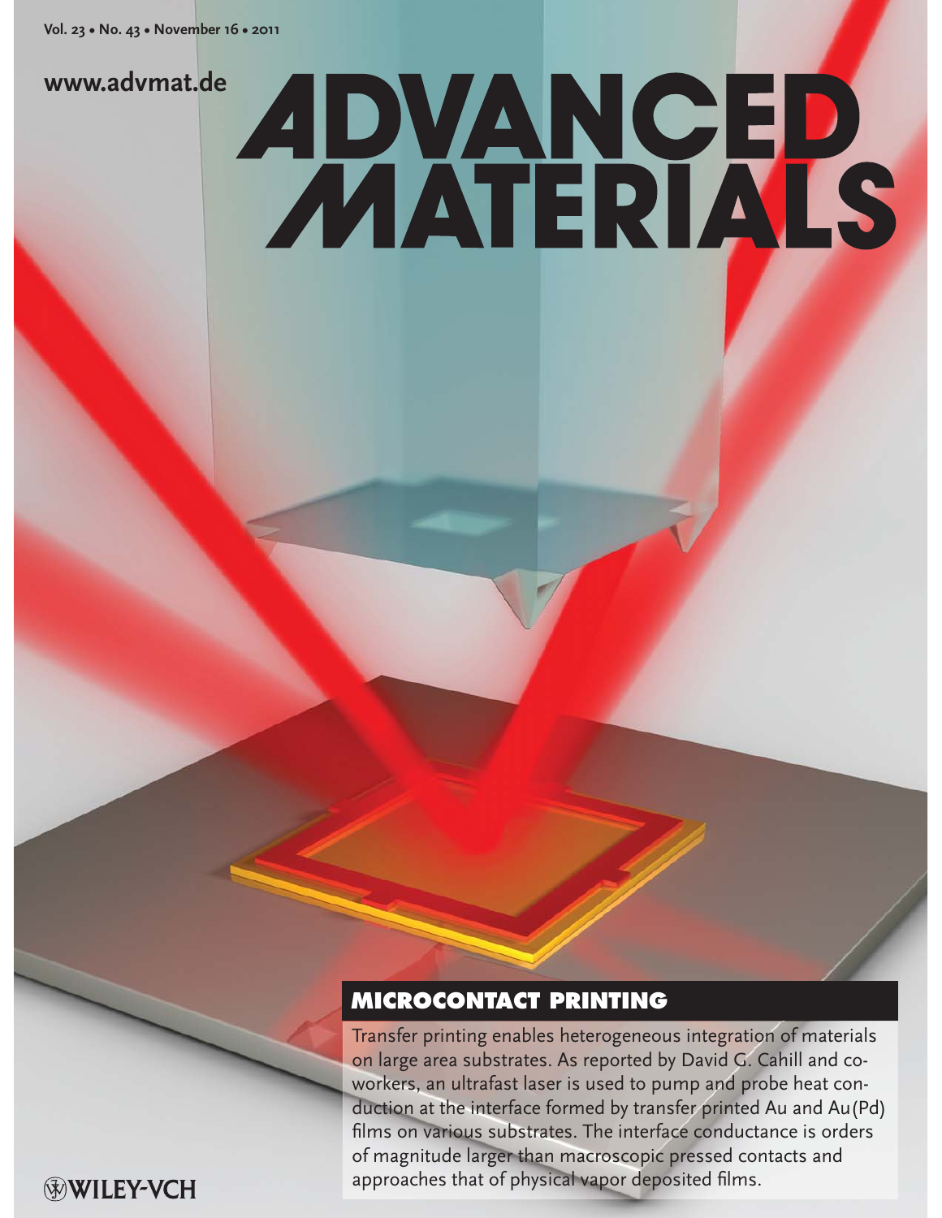# ADVANCED MATERIALS

www.advmat.de

## MICROCONTACT PRINTING

Transfer printing enables heterogeneous integration of materials on large area substrates. As reported by David G. Cahill and co-workers, an ultrafast laser is used to pump and probe heat conduction at the interface formed by transfer printed Au and Au(Pd) films on various substrates. The interface conductance is orders of magnitude larger than macroscopic pressed contacts and approaches that of physical vapor deposited films.

WILEY-VCH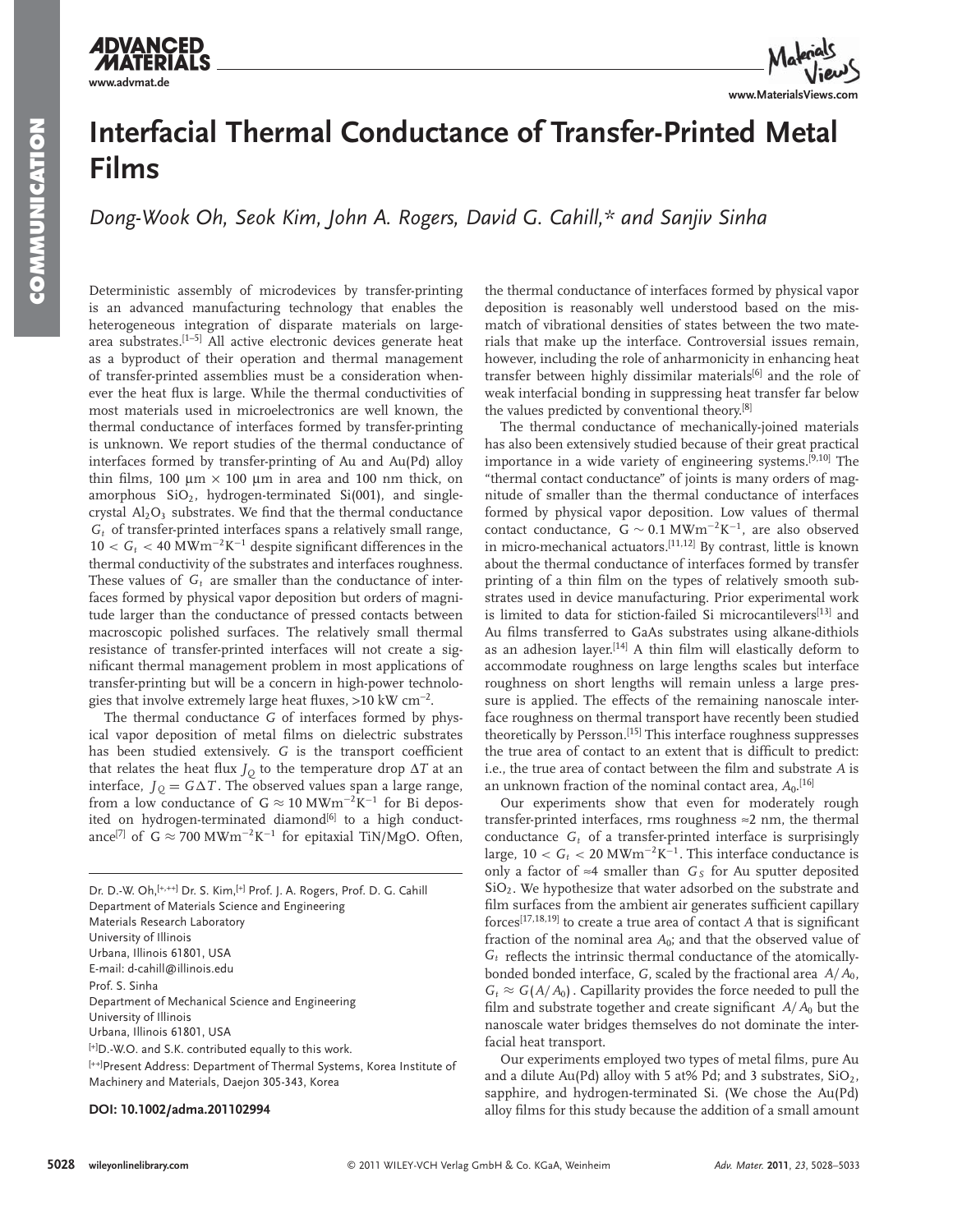# Interfacial Thermal Conductance of Transfer-Printed Metal Films

*Dong-Wook Oh, Seok Kim, John A. Rogers, David G. Cahill,\* and Sanjiv Sinha*

Deterministic assembly of microdevices by transfer-printing is an advanced manufacturing technology that enables the heterogeneous integration of disparate materials on large-area substrates.[1–5] All active electronic devices generate heat as a byproduct of their operation and thermal management of transfer-printed assemblies must be a consideration whenever the heat flux is large. While the thermal conductivities of most materials used in microelectronics are well known, the thermal conductance of interfaces formed by transfer-printing is unknown. We report studies of the thermal conductance of interfaces formed by transfer-printing of Au and Au(Pd) alloy thin films, 100 μm × 100 μm in area and 100 nm thick, on amorphous $SiO_2$, hydrogen-terminated Si(001), and single-crystal $Al_2O_3$ substrates. We find that the thermal conductance $G_t$ of transfer-printed interfaces spans a relatively small range, $10 < G_t < 40$ $MWm^{-2}K^{-1}$ despite significant differences in the thermal conductivity of the substrates and interfaces roughness. These values of $G_t$ are smaller than the conductance of interfaces formed by physical vapor deposition but orders of magnitude larger than the conductance of pressed contacts between macroscopic polished surfaces. The relatively small thermal resistance of transfer-printed interfaces will not create a significant thermal management problem in most applications of transfer-printing but will be a concern in high-power technologies that involve extremely large heat fluxes, >10 kW $cm^{-2}$.

The thermal conductance $G$ of interfaces formed by physical vapor deposition of metal films on dielectric substrates has been studied extensively. $G$ is the transport coefficient that relates the heat flux $J_Q$ to the temperature drop $\Delta T$ at an interface, $J_Q = G\Delta T$. The observed values span a large range, from a low conductance of $G \approx 10$ $MWm^{-2}K^{-1}$ for Bi deposited on hydrogen-terminated diamond[6] to a high conductance[7] of $G \approx 700$ $MWm^{-2}K^{-1}$ for epitaxial TiN/MgO. Often, the thermal conductance of interfaces formed by physical vapor deposition is reasonably well understood based on the mismatch of vibrational densities of states between the two materials that make up the interface. Controversial issues remain, however, including the role of anharmonicity in enhancing heat transfer between highly dissimilar materials[6] and the role of weak interfacial bonding in suppressing heat transfer far below the values predicted by conventional theory.[8]

The thermal conductance of mechanically-joined materials has also been extensively studied because of their great practical importance in a wide variety of engineering systems.[9,10] The "thermal contact conductance" of joints is many orders of magnitude of smaller than the thermal conductance of interfaces formed by physical vapor deposition. Low values of thermal contact conductance, $G \sim 0.1$ $MWm^{-2}K^{-1}$, are also observed in micro-mechanical actuators.[11,12] By contrast, little is known about the thermal conductance of interfaces formed by transfer printing of a thin film on the types of relatively smooth substrates used in device manufacturing. Prior experimental work is limited to data for stiction-failed Si microcantilevers[13] and Au films transferred to GaAs substrates using alkane-dithiols as an adhesion layer.[14] A thin film will elastically deform to accommodate roughness on large lengths scales but interface roughness on short lengths will remain unless a large pressure is applied. The effects of the remaining nanoscale interface roughness on thermal transport have recently been studied theoretically by Persson.[15] This interface roughness suppresses the true area of contact to an extent that is difficult to predict: i.e., the true area of contact between the film and substrate $A$ is an unknown fraction of the nominal contact area, $A_0$.[16]

Our experiments show that even for moderately rough transfer-printed interfaces, rms roughness ≈2 nm, the thermal conductance $G_t$ of a transfer-printed interface is surprisingly large, $10 < G_t < 20$ $MWm^{-2}K^{-1}$. This interface conductance is only a factor of ≈4 smaller than $G_S$ for Au sputter deposited $SiO_2$. We hypothesize that water adsorbed on the substrate and film surfaces from the ambient air generates sufficient capillary forces[17,18,19] to create a true area of contact $A$ that is significant fraction of the nominal area $A_0$; and that the observed value of $G_t$ reflects the intrinsic thermal conductance of the atomically-bonded interface, $G$, scaled by the fractional area $A/A_0$, $G_t \approx G(A/A_0)$. Capillarity provides the force needed to pull the film and substrate together and create significant $A/A_0$ but the nanoscale water bridges themselves do not dominate the interfacial heat transport.

Our experiments employed two types of metal films, pure Au and a dilute Au(Pd) alloy with 5 at% Pd; and 3 substrates, $SiO_2$, sapphire, and hydrogen-terminated Si. (We chose the Au(Pd) alloy films for this study because the addition of a small amount

Dr. D.-W. Oh,[+,++] Dr. S. Kim,[+] Prof. J. A. Rogers, Prof. D. G. Cahill
Department of Materials Science and Engineering
Materials Research Laboratory
University of Illinois
Urbana, Illinois 61801, USA
E-mail: d-cahill@illinois.edu
Prof. S. Sinha
Department of Mechanical Science and Engineering
University of Illinois
Urbana, Illinois 61801, USA
[+]D.-W.O. and S.K. contributed equally to this work.
[++]Present Address: Department of Thermal Systems, Korea Institute of Machinery and Materials, Daejon 305-343, Korea

DOI: 10.1002/adma.201102994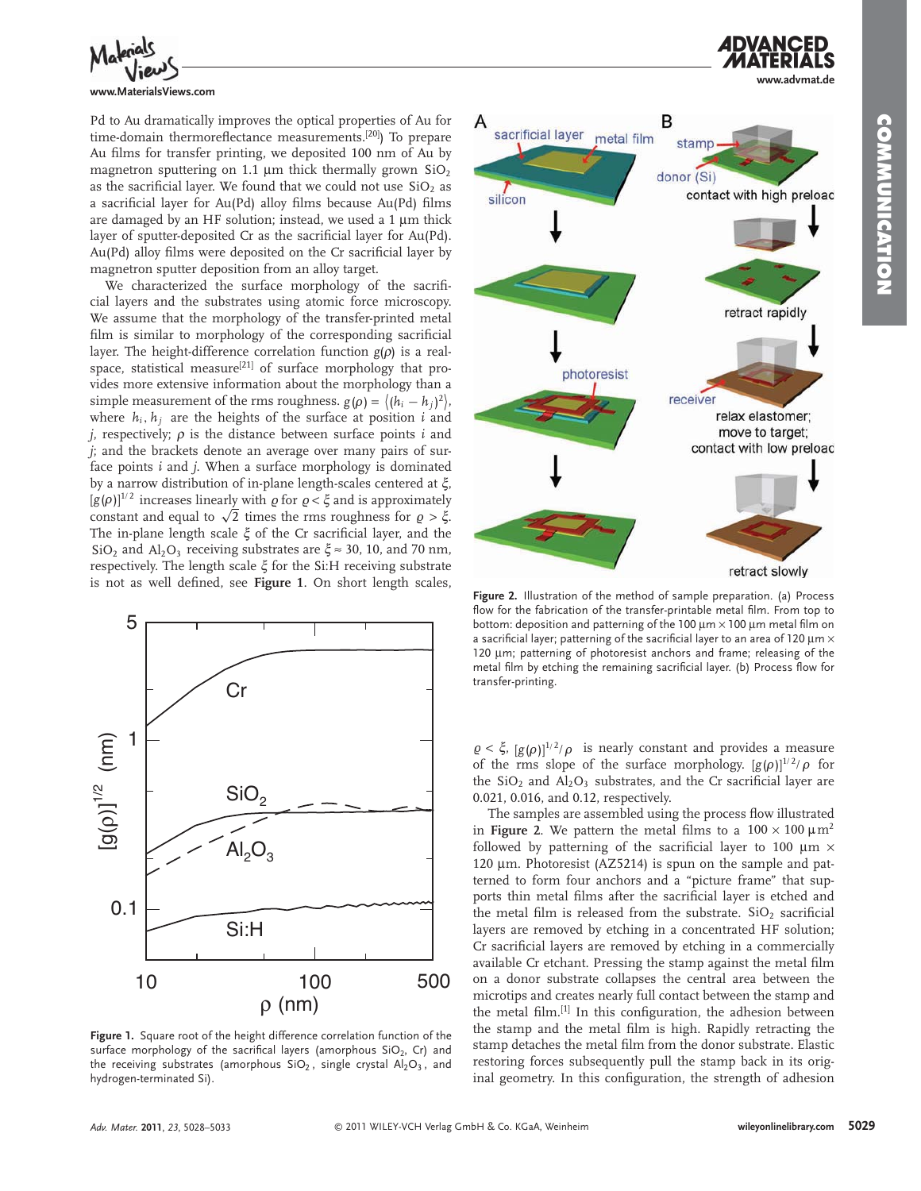Pd to Au dramatically improves the optical properties of Au for time-domain thermoreflectance measurements.[20] To prepare Au films for transfer printing, we deposited 100 nm of Au by magnetron sputtering on 1.1 μm thick thermally grown $SiO_2$ as the sacrificial layer. We found that we could not use $SiO_2$ as a sacrificial layer for Au(Pd) alloy films because Au(Pd) films are damaged by an HF solution; instead, we used a 1 μm thick layer of sputter-deposited Cr as the sacrificial layer for Au(Pd). Au(Pd) alloy films were deposited on the Cr sacrificial layer by magnetron sputter deposition from an alloy target.

We characterized the surface morphology of the sacrificial layers and the substrates using atomic force microscopy. We assume that the morphology of the transfer-printed metal film is similar to morphology of the corresponding sacrificial layer. The height-difference correlation function $g(\rho)$ is a real-space, statistical measure[21] of surface morphology that provides more extensive information about the morphology than a simple measurement of the rms roughness. $g(\rho) = \langle (h_i - h_j)^2 \rangle$, where $h_i, h_j$ are the heights of the surface at position $i$ and $j$, respectively; $\rho$ is the distance between surface points $i$ and $j$; and the brackets denote an average over many pairs of surface points $i$ and $j$. When a surface morphology is dominated by a narrow distribution of in-plane length-scales centered at $\xi$, $[g(\rho)]^{1/2}$ increases linearly with $\varrho$ for $\varrho < \xi$ and is approximately constant and equal to $\sqrt{2}$ times the rms roughness for $\varrho > \xi$. The in-plane length scale $\xi$ of the Cr sacrificial layer, and the $SiO_2$ and $Al_2O_3$ receiving substrates are $\xi \approx 30$, 10, and 70 nm, respectively. The length scale $\xi$ for the Si:H receiving substrate is not as well defined, see **Figure 1**. On short length scales, $\varrho < \xi$, $[g(\rho)]^{1/2}/\rho$ is nearly constant and provides a measure of the rms slope of the surface morphology. $[g(\rho)]^{1/2}/\rho$ for the $SiO_2$ and $Al_2O_3$ substrates, and the Cr sacrificial layer are 0.021, 0.016, and 0.12, respectively.

**Figure 1.** Square root of the height difference correlation function of the surface morphology of the sacrifical layers (amorphous $SiO_2$, Cr) and the receiving substrates (amorphous $SiO_2$, single crystal $Al_2O_3$, and hydrogen-terminated Si).

**Figure 2.** Illustration of the method of sample preparation. (a) Process flow for the fabrication of the transfer-printable metal film. From top to bottom: deposition and patterning of the 100 μm × 100 μm metal film on a sacrificial layer; patterning of the sacrificial layer to an area of 120 μm × 120 μm; patterning of photoresist anchors and frame; releasing of the metal film by etching the remaining sacrificial layer. (b) Process flow for transfer-printing.

The samples are assembled using the process flow illustrated in **Figure 2**. We pattern the metal films to a $100 \times 100\ \mu m^2$ followed by patterning of the sacrificial layer to 100 μm × 120 μm. Photoresist (AZ5214) is spun on the sample and patterned to form four anchors and a "picture frame" that supports thin metal films after the sacrificial layer is etched and the metal film is released from the substrate. $SiO_2$ sacrificial layers are removed by etching in a concentrated HF solution; Cr sacrificial layers are removed by etching in a commercially available Cr etchant. Pressing the stamp against the metal film on a donor substrate collapses the central area between the microtips and creates nearly full contact between the stamp and the metal film.[1] In this configuration, the adhesion between the stamp and the metal film is high. Rapidly retracting the stamp detaches the metal film from the donor substrate. Elastic restoring forces subsequently pull the stamp back in its original geometry. In this configuration, the strength of adhesion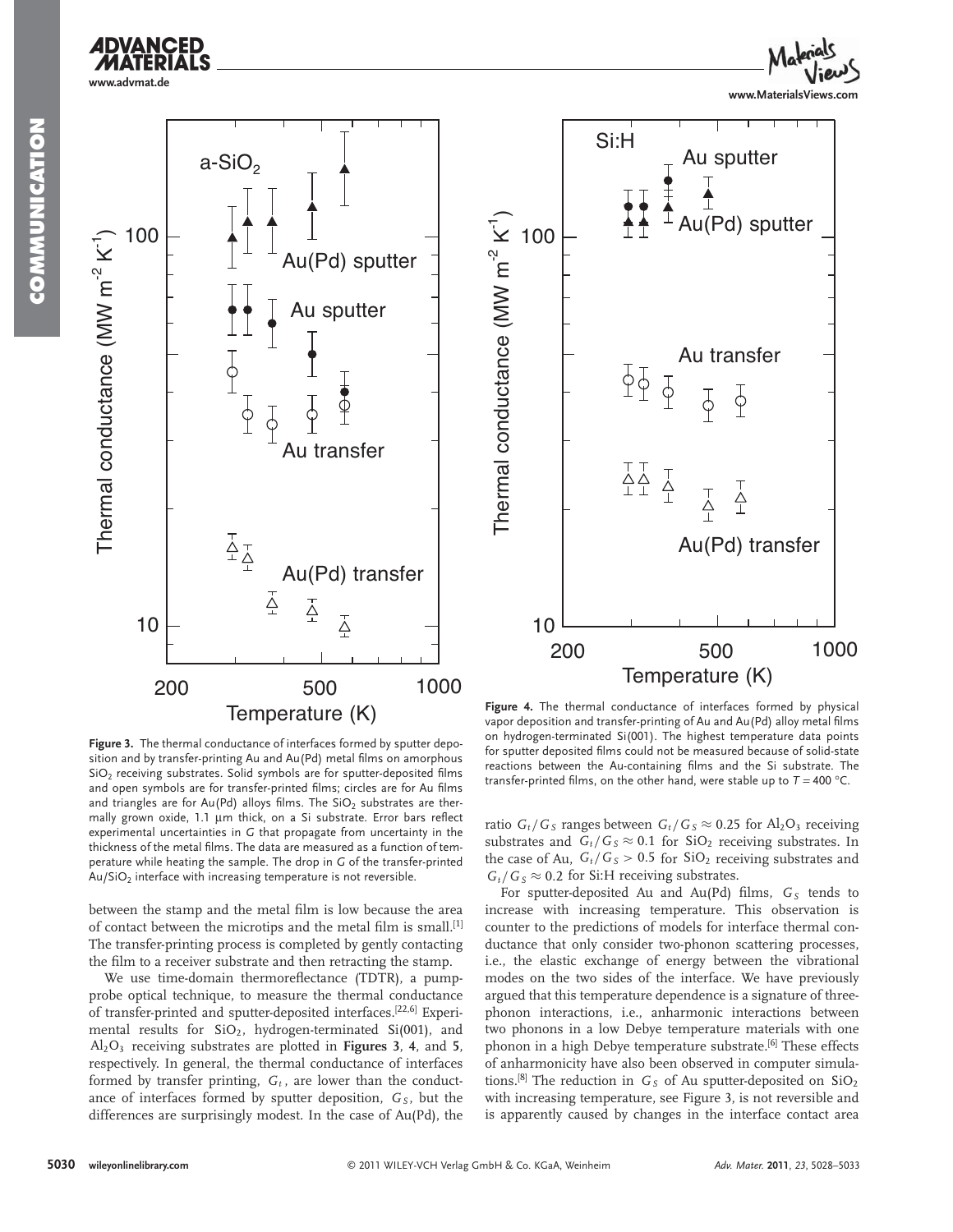**Figure 3.** The thermal conductance of interfaces formed by sputter deposition and by transfer-printing Au and Au(Pd) metal films on amorphous $SiO_2$ receiving substrates. Solid symbols are for sputter-deposited films and open symbols are for transfer-printed films; circles are for Au films and triangles are for Au(Pd) alloys films. The $SiO_2$ substrates are thermally grown oxide, 1.1 μm thick, on a Si substrate. Error bars reflect experimental uncertainties in *G* that propagate from uncertainty in the thickness of the metal films. The data are measured as a function of temperature while heating the sample. The drop in *G* of the transfer-printed $Au/SiO_2$ interface with increasing temperature is not reversible.

**Figure 4.** The thermal conductance of interfaces formed by physical vapor deposition and transfer-printing of Au and Au(Pd) alloy metal films on hydrogen-terminated Si(001). The highest temperature data points for sputter deposited films could not be measured because of solid-state reactions between the Au-containing films and the Si substrate. The transfer-printed films, on the other hand, were stable up to $T = 400$ °C.

between the stamp and the metal film is low because the area of contact between the microtips and the metal film is small.[1] The transfer-printing process is completed by gently contacting the film to a receiver substrate and then retracting the stamp.

We use time-domain thermoreflectance (TDTR), a pump-probe optical technique, to measure the thermal conductance of transfer-printed and sputter-deposited interfaces.[22,6] Experimental results for $SiO_2$, hydrogen-terminated Si(001), and $Al_2O_3$ receiving substrates are plotted in **Figures 3**, **4**, and **5**, respectively. In general, the thermal conductance of interfaces formed by transfer printing, $G_t$, are lower than the conductance of interfaces formed by sputter deposition, $G_S$, but the differences are surprisingly modest. In the case of Au(Pd), the ratio $G_t/G_S$ ranges between $G_t/G_S \approx 0.25$ for $Al_2O_3$ receiving substrates and $G_t/G_S \approx 0.1$ for $SiO_2$ receiving substrates. In the case of Au, $G_t/G_S > 0.5$ for $SiO_2$ receiving substrates and $G_t/G_S \approx 0.2$ for Si:H receiving substrates.

For sputter-deposited Au and Au(Pd) films, $G_S$ tends to increase with increasing temperature. This observation is counter to the predictions of models for interface thermal conductance that only consider two-phonon scattering processes, i.e., the elastic exchange of energy between the vibrational modes on the two sides of the interface. We have previously argued that this temperature dependence is a signature of three-phonon interactions, i.e., anharmonic interactions between two phonons in a low Debye temperature materials with one phonon in a high Debye temperature substrate.[6] These effects of anharmonicity have also been observed in computer simulations.[8] The reduction in $G_S$ of Au sputter-deposited on $SiO_2$ with increasing temperature, see Figure 3, is not reversible and is apparently caused by changes in the interface contact area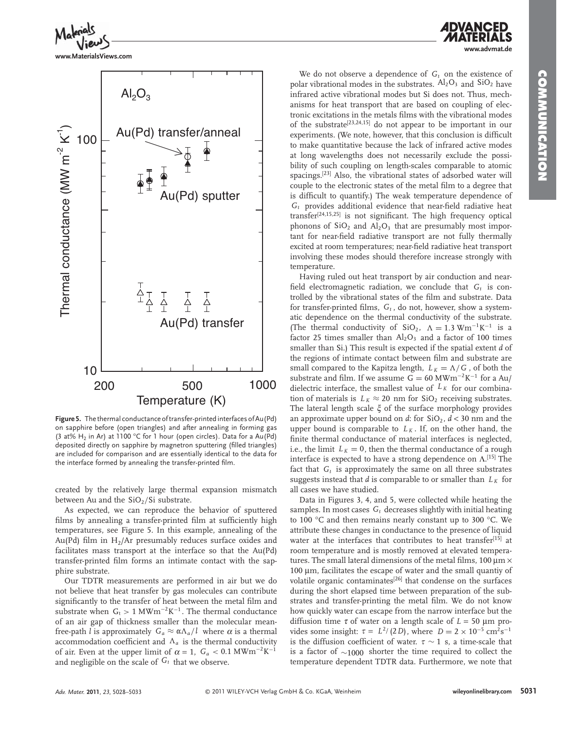**Figure 5.** The thermal conductance of transfer-printed interfaces of Au(Pd) on sapphire before (open triangles) and after annealing in forming gas (3 at% $H_2$ in Ar) at 1100 °C for 1 hour (open circles). Data for a Au(Pd) deposited directly on sapphire by magnetron sputtering (filled triangles) are included for comparison and are essentially identical to the data for the interface formed by annealing the transfer-printed film.

created by the relatively large thermal expansion mismatch between Au and the $SiO_2$/Si substrate.

As expected, we can reproduce the behavior of sputtered films by annealing a transfer-printed film at sufficiently high temperatures, see Figure 5. In this example, annealing of the Au(Pd) film in $H_2$/Ar presumably reduces surface oxides and facilitates mass transport at the interface so that the Au(Pd) transfer-printed film forms an intimate contact with the sapphire substrate.

Our TDTR measurements are performed in air but we do not believe that heat transfer by gas molecules can contribute significantly to the transfer of heat between the metal film and substrate when $G_t > 1$ MWm$^{-2}$K$^{-1}$. The thermal conductance of an air gap of thickness smaller than the molecular mean-free-path $l$ is approximately $G_a \approx \alpha \Lambda_a / l$ where $\alpha$ is a thermal accommodation coefficient and $\Lambda_a$ is the thermal conductivity of air. Even at the upper limit of $\alpha = 1$, $G_a < 0.1$ MWm$^{-2}$K$^{-1}$ and negligible on the scale of $G_t$ that we observe.

We do not observe a dependence of $G_t$ on the existence of polar vibrational modes in the substrates. $Al_2O_3$ and $SiO_2$ have infrared active vibrational modes but Si does not. Thus, mechanisms for heat transport that are based on coupling of electronic excitations in the metals films with the vibrational modes of the substrate[23,24,15] do not appear to be important in our experiments. (We note, however, that this conclusion is difficult to make quantitative because the lack of infrared active modes at long wavelengths does not necessarily exclude the possibility of such coupling on length-scales comparable to atomic spacings.[23] Also, the vibrational states of adsorbed water will couple to the electronic states of the metal film to a degree that is difficult to quantify.) The weak temperature dependence of $G_t$ provides additional evidence that near-field radiative heat transfer[24,15,25] is not significant. The high frequency optical phonons of $SiO_2$ and $Al_2O_3$ that are presumably most important for near-field radiative transport are not fully thermally excited at room temperatures; near-field radiative heat transport involving these modes should therefore increase strongly with temperature.

Having ruled out heat transport by air conduction and near-field electromagnetic radiation, we conclude that $G_t$ is controlled by the vibrational states of the film and substrate. Data for transfer-printed films, $G_t$, do not, however, show a systematic dependence on the thermal conductivity of the substrate. (The thermal conductivity of $SiO_2$, $\Lambda = 1.3$ Wm$^{-1}$K$^{-1}$ is a factor 25 times smaller than $Al_2O_3$ and a factor of 100 times smaller than Si.) This result is expected if the spatial extent $d$ of the regions of intimate contact between film and substrate are small compared to the Kapitza length, $L_K = \Lambda / G$, of both the substrate and film. If we assume $G = 60$ MWm$^{-2}$K$^{-1}$ for a Au/dielectric interface, the smallest value of $L_K$ for our combination of materials is $L_K \approx 20$ nm for $SiO_2$ receiving substrates. The lateral length scale $\xi$ of the surface morphology provides an approximate upper bound on $d$: for $SiO_2$, $d < 30$ nm and the upper bound is comparable to $L_K$. If, on the other hand, the finite thermal conductance of material interfaces is neglected, i.e., the limit $L_K = 0$, then the thermal conductance of a rough interface is expected to have a strong dependence on $\Lambda$.[15] The fact that $G_t$ is approximately the same on all three substrates suggests instead that $d$ is comparable to or smaller than $L_K$ for all cases we have studied.

Data in Figures 3, 4, and 5, were collected while heating the samples. In most cases $G_t$ decreases slightly with initial heating to 100 °C and then remains nearly constant up to 300 °C. We attribute these changes in conductance to the presence of liquid water at the interfaces that contributes to heat transfer[15] at room temperature and is mostly removed at elevated temperatures. The small lateral dimensions of the metal films, 100 μm × 100 μm, facilitates the escape of water and the small quantiy of volatile organic contaminates[26] that condense on the surfaces during the short elapsed time between preparation of the substrates and transfer-printing the metal film. We do not know how quickly water can escape from the narrow interface but the diffusion time $\tau$ of water on a length scale of $L = 50$ μm provides some insight: $\tau = L^2/(2D)$, where $D = 2 \times 10^{-5}$ cm$^2$s$^{-1}$ is the diffusion coefficient of water. $\tau \sim 1$ s, a time-scale that is a factor of $\sim 1000$ shorter the time required to collect the temperature dependent TDTR data. Furthermore, we note that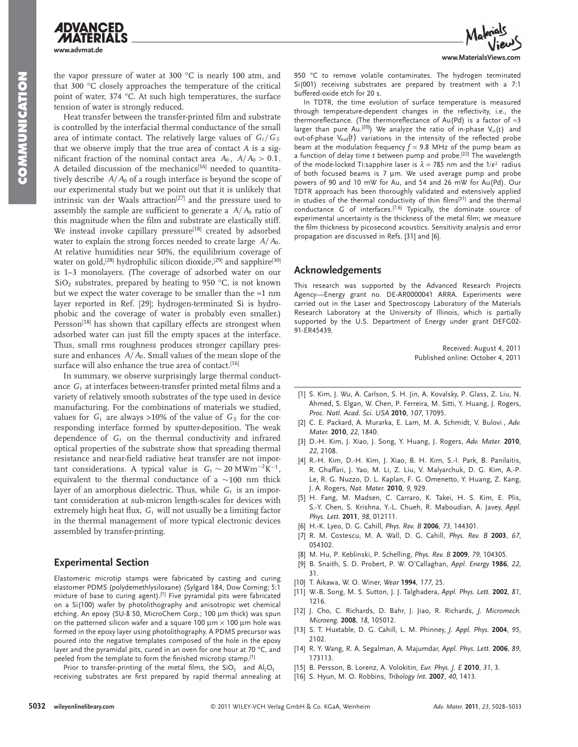the vapor pressure of water at 300 °C is nearly 100 atm, and that 300 °C closely approaches the temperature of the critical point of water, 374 °C. At such high temperatures, the surface tension of water is strongly reduced.

Heat transfer between the transfer-printed film and substrate is controlled by the interfacial thermal conductance of the small area of intimate contact. The relatively large values of $G_t/G_S$ that we observe imply that the true area of contact $A$ is a significant fraction of the nominal contact area $A_0$, $A/A_0 > 0.1$. A detailed discussion of the mechanics[16] needed to quantitatively describe $A/A_0$ of a rough interface is beyond the scope of our experimental study but we point out that it is unlikely that intrinsic van der Waals attraction[27] and the pressure used to assembly the sample are sufficient to generate a $A/A_0$ ratio of this magnitude when the film and substrate are elastically stiff. We instead invoke capillary pressure[18] created by adsorbed water to explain the strong forces needed to create large $A/A_0$. At relative humidities near 50%, the equilibrium coverage of water on gold,[28] hydrophilic silicon dioxide,[29] and sapphire[30] is 1–3 monolayers. (The coverage of adsorbed water on our $SiO_2$ substrates, prepared by heating to 950 °C, is not known but we expect the water coverage to be smaller than the ≈1 nm layer reported in Ref. [29]; hydrogen-terminated Si is hydrophobic and the coverage of water is probably even smaller.) Persson[18] has shown that capillary effects are strongest when adsorbed water can just fill the empty spaces at the interface. Thus, small rms roughness produces stronger capillary pressure and enhances $A/A_0$. Small values of the mean slope of the surface will also enhance the true area of contact.[16]

In summary, we observe surprisingly large thermal conductance $G_t$ at interfaces between-transfer printed metal films and a variety of relatively smooth substrates of the type used in device manufacturing. For the combinations of materials we studied, values for $G_t$ are always >10% of the value of $G_S$ for the corresponding interface formed by sputter-deposition. The weak dependence of $G_t$ on the thermal conductivity and infrared optical properties of the substrate show that spreading thermal resistance and near-field radiative heat transfer are not important considerations. A typical value is $G_t \sim 20$ MWm$^{-2}$K$^{-1}$, equivalent to the thermal conductance of a ~100 nm thick layer of an amorphous dielectric. Thus, while $G_t$ is an important consideration at sub-micron length-scales for devices with extremely high heat flux, $G_t$ will not usually be a limiting factor in the thermal management of more typical electronic devices assembled by transfer-printing.

## Experimental Section

Elastomeric microtip stamps were fabricated by casting and curing elastomer PDMS (polydemethlysiloxane) (Sylgard 184, Dow Corning; 5:1 mixture of base to curing agent).[1] Five pyramidal pits were fabricated on a Si(100) wafer by photolithography and anisotropic wet chemical etching. An epoxy (SU-8 50, MicroChem Corp.; 100 µm thick) was spun on the patterned silicon wafer and a square 100 µm × 100 µm hole was formed in the epoxy layer using photolithography. A PDMS precursor was poured into the negative templates composed of the hole in the epoxy layer and the pyramidal pits, cured in an oven for one hour at 70 °C, and peeled from the template to form the finished microtip stamp.[1]

Prior to transfer-printing of the metal films, the $SiO_2$ and $Al_2O_3$ receiving substrates are first prepared by rapid thermal annealing at 950 °C to remove volatile contaminates. The hydrogen terminated Si(001) receiving substrates are prepared by treatment with a 7:1 buffered-oxide etch for 20 s.

In TDTR, the time evolution of surface temperature is measured through temperature-dependent changes in the reflectivity, i.e., the thermoreflectance. (The thermoreflectance of Au(Pd) is a factor of ≈3 larger than pure Au.[20]) We analyze the ratio of in-phase $V_{in}(t)$ and out-of-phase $V_{out}(t)$ variations in the intensity of the reflected probe beam at the modulation frequency $f = 9.8$ MHz of the pump beam as a function of delay time $t$ between pump and probe.[22] The wavelength of the mode-locked Ti:sapphire laser is $\lambda = 785$ nm and the $1/e^2$ radius of both focused beams is 7 µm. We used average pump and probe powers of 90 and 10 mW for Au, and 54 and 26 mW for Au(Pd). Our TDTR approach has been thoroughly validated and extensively applied in studies of the thermal conductivity of thin films[31] and the thermal conductance $G$ of interfaces.[7,6] Typically, the dominate source of experimental uncertainty is the thickness of the metal film; we measure the film thickness by picosecond acoustics. Sensitivity analysis and error propagation are discussed in Refs. [31] and [6].

## Acknowledgements

This research was supported by the Advanced Research Projects Agency—Energy grant no. DE-AR0000041 ARRA. Experiments were carried out in the Laser and Spectroscopy Laboratory of the Materials Research Laboratory at the University of Illinois, which is partially supported by the U.S. Department of Energy under grant DEFG02-91-ER45439.

Received: August 4, 2011
Published online: October 4, 2011

[1] S. Kim, J. Wu, A. Carlson, S. H. Jin, A. Kovalsky, P. Glass, Z. Liu, N. Ahmed, S. Elgan, W. Chen, P. Ferreira, M. Sitti, Y. Huang, J. Rogers, *Proc. Natl. Acad. Sci. USA* **2010**, *107*, 17095.
[2] C. E. Packard, A. Murarka, E. Lam, M. A. Schmidt, V. Bulovi , *Adv. Mater.* **2010**, *22*, 1840.
[3] D.-H. Kim, J. Xiao, J. Song, Y. Huang, J. Rogers, *Adv. Mater.* **2010**, *22*, 2108.
[4] R.-H. Kim, D.-H. Kim, J. Xiao, B. H. Kim, S.-I. Park, B. Panilaitis, R. Ghaffari, J. Yao, M. Li, Z. Liu, V. Malyarchuk, D. G. Kim, A.-P. Le, R. G. Nuzzo, D. L. Kaplan, F. G. Omenetto, Y. Huang, Z. Kang, J. A. Rogers, *Nat. Mater.* **2010**, *9*, 929.
[5] H. Fang, M. Madsen, C. Carraro, K. Takei, H. S. Kim, E. Plis, S.-Y. Chen, S. Krishna, Y.-L. Chueh, R. Maboudian, A. Javey, *Appl. Phys. Lett.* **2011**, *98*, 012111.
[6] H.-K. Lyeo, D. G. Cahill, *Phys. Rev. B* **2006**, *73*, 144301.
[7] R. M. Costescu, M. A. Wall, D. G. Cahill, *Phys. Rev. B* **2003**, *67*, 054302.
[8] M. Hu, P. Keblinski, P. Schelling, *Phys. Rev. B* **2009**, *79*, 104305.
[9] B. Snaith, S. D. Probert, P. W. O'Callaghan, *Appl. Energy* **1986**, *22*, 31.
[10] T. Aikawa, W. O. Winer, *Wear* **1994**, *177*, 25.
[11] W.-B. Song, M. S. Sutton, J. J. Talghadera, *Appl. Phys. Lett.* **2002**, *81*, 1216.
[12] J. Cho, C. Richards, D. Bahr, J. Jiao, R. Richards, *J. Micromech. Microeng.* **2008**, *18*, 105012.
[13] S. T. Huxtable, D. G. Cahill, L. M. Phinney, *J. Appl. Phys.* **2004**, *95*, 2102.
[14] R. Y. Wang, R. A. Segalman, A. Majumdar, *Appl. Phys. Lett.* **2006**, *89*, 173113.
[15] B. Persson, B. Lorenz, A. Volokitin, *Eur. Phys. J. E* **2010**, *31*, 3.
[16] S. Hyun, M. O. Robbins, *Tribology Int.* **2007**, *40*, 1413.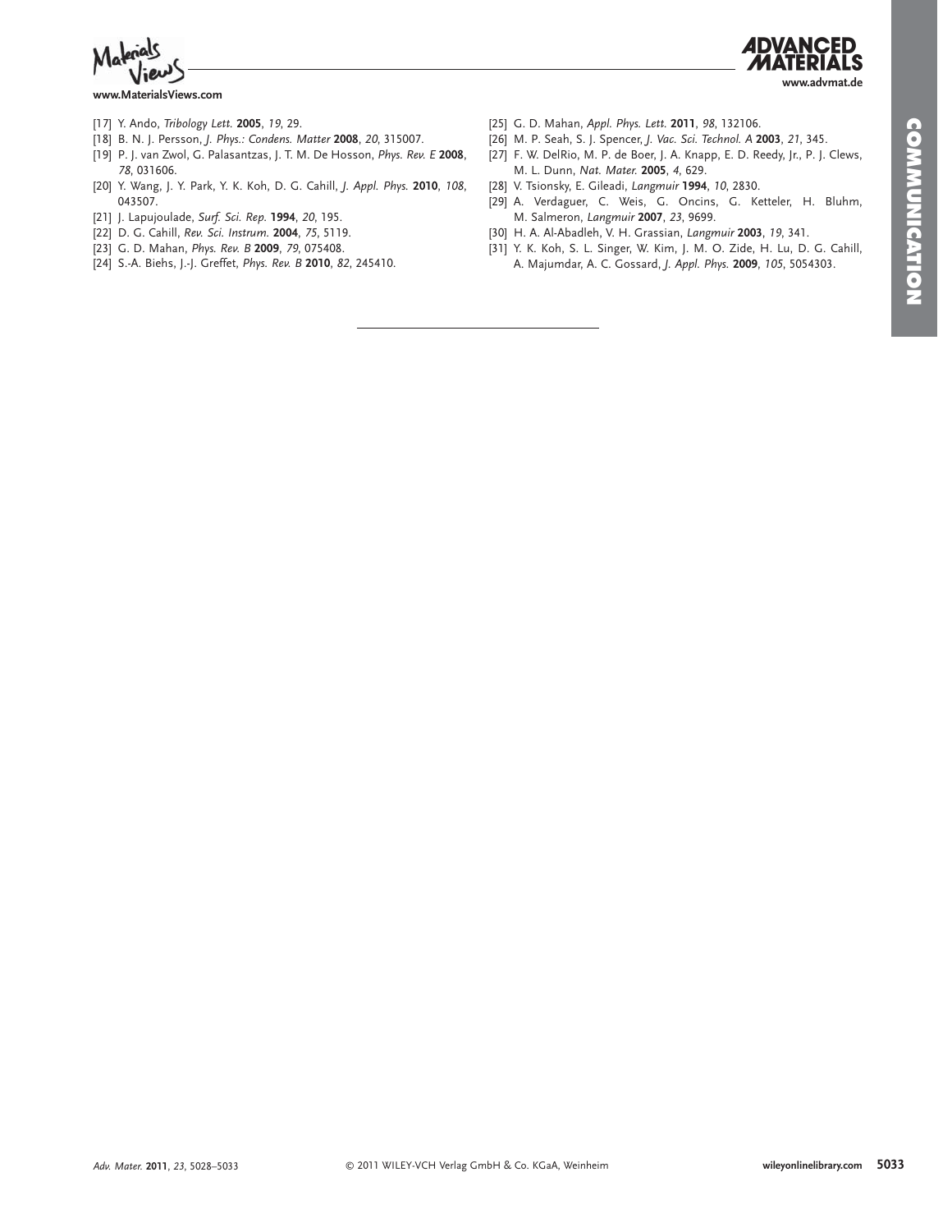[17] Y. Ando, *Tribology Lett.* **2005**, *19*, 29.
[18] B. N. J. Persson, *J. Phys.: Condens. Matter* **2008**, *20*, 315007.
[19] P. J. van Zwol, G. Palasantzas, J. T. M. De Hosson, *Phys. Rev. E* **2008**, *78*, 031606.
[20] Y. Wang, J. Y. Park, Y. K. Koh, D. G. Cahill, *J. Appl. Phys.* **2010**, *108*, 043507.
[21] J. Lapujoulade, *Surf. Sci. Rep.* **1994**, *20*, 195.
[22] D. G. Cahill, *Rev. Sci. Instrum.* **2004**, *75*, 5119.
[23] G. D. Mahan, *Phys. Rev. B* **2009**, *79*, 075408.
[24] S.-A. Biehs, J.-J. Greffet, *Phys. Rev. B* **2010**, *82*, 245410.
[25] G. D. Mahan, *Appl. Phys. Lett.* **2011**, *98*, 132106.
[26] M. P. Seah, S. J. Spencer, *J. Vac. Sci. Technol. A* **2003**, *21*, 345.
[27] F. W. DelRio, M. P. de Boer, J. A. Knapp, E. D. Reedy, Jr., P. J. Clews, M. L. Dunn, *Nat. Mater.* **2005**, *4*, 629.
[28] V. Tsionsky, E. Gileadi, *Langmuir* **1994**, *10*, 2830.
[29] A. Verdaguer, C. Weis, G. Oncins, G. Ketteler, H. Bluhm, M. Salmeron, *Langmuir* **2007**, *23*, 9699.
[30] H. A. Al-Abadleh, V. H. Grassian, *Langmuir* **2003**, *19*, 341.
[31] Y. K. Koh, S. L. Singer, W. Kim, J. M. O. Zide, H. Lu, D. G. Cahill, A. Majumdar, A. C. Gossard, *J. Appl. Phys.* **2009**, *105*, 5054303.